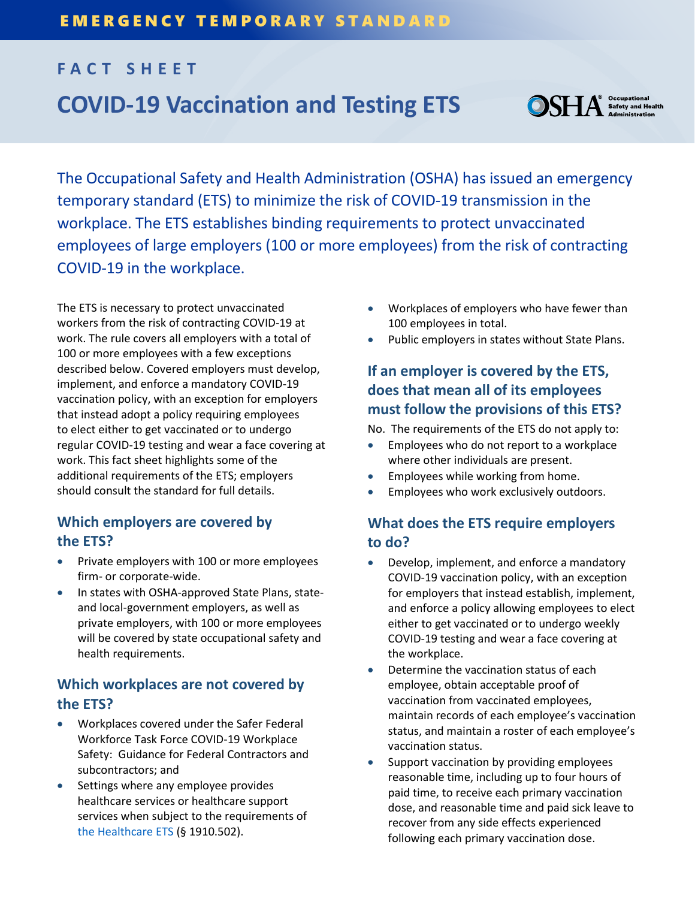EMERGENCY TEMPORARY STANDARD

FACT SHEET

# COVID-19 Vaccination and Testing ETS

The Occupational Safety and Health Administration (OSHA) has issued an emergency temporary standard (ETS) to minimize the risk of COVID-19 transmission in the workplace. The ETS establishes binding requirements to protect unvaccinated employees of large employers (100 or more employees) from the risk of contracting COVID-19 in the workplace.

The ETS is necessary to protect unvaccinated workers from the risk of contracting COVID-19 at work. The rule covers all employers with a total of 100 or more employees with a few exceptions described below. Covered employers must develop, implement, and enforce a mandatory COVID-19 vaccination policy, with an exception for employers that instead adopt a policy requiring employees to elect either to get vaccinated or to undergo regular COVID-19 testing and wear a face covering at work. This fact sheet highlights some of the additional requirements of the ETS; employers should consult the standard for full details.

## Which employers are covered by the ETS?

- Private employers with 100 or more employees firm- or corporate-wide.
- In states with OSHA-approved State Plans, state- and local-government employers, as well as private employers, with 100 or more employees will be covered by state occupational safety and health requirements.

## Which workplaces are not covered by the ETS?

- Workplaces covered under the Safer Federal Workforce Task Force COVID-19 Workplace Safety: Guidance for Federal Contractors and subcontractors; and
- Settings where any employee provides healthcare services or healthcare support services when subject to the requirements of the Healthcare ETS (§ 1910.502).
- Workplaces of employers who have fewer than 100 employees in total.
- Public employers in states without State Plans.

## If an employer is covered by the ETS, does that mean all of its employees must follow the provisions of this ETS?

No. The requirements of the ETS do not apply to:

- Employees who do not report to a workplace where other individuals are present.
- Employees while working from home.
- Employees who work exclusively outdoors.

## What does the ETS require employers to do?

- Develop, implement, and enforce a mandatory COVID-19 vaccination policy, with an exception for employers that instead establish, implement, and enforce a policy allowing employees to elect either to get vaccinated or to undergo weekly COVID-19 testing and wear a face covering at the workplace.
- Determine the vaccination status of each employee, obtain acceptable proof of vaccination from vaccinated employees, maintain records of each employee's vaccination status, and maintain a roster of each employee's vaccination status.
- Support vaccination by providing employees reasonable time, including up to four hours of paid time, to receive each primary vaccination dose, and reasonable time and paid sick leave to recover from any side effects experienced following each primary vaccination dose.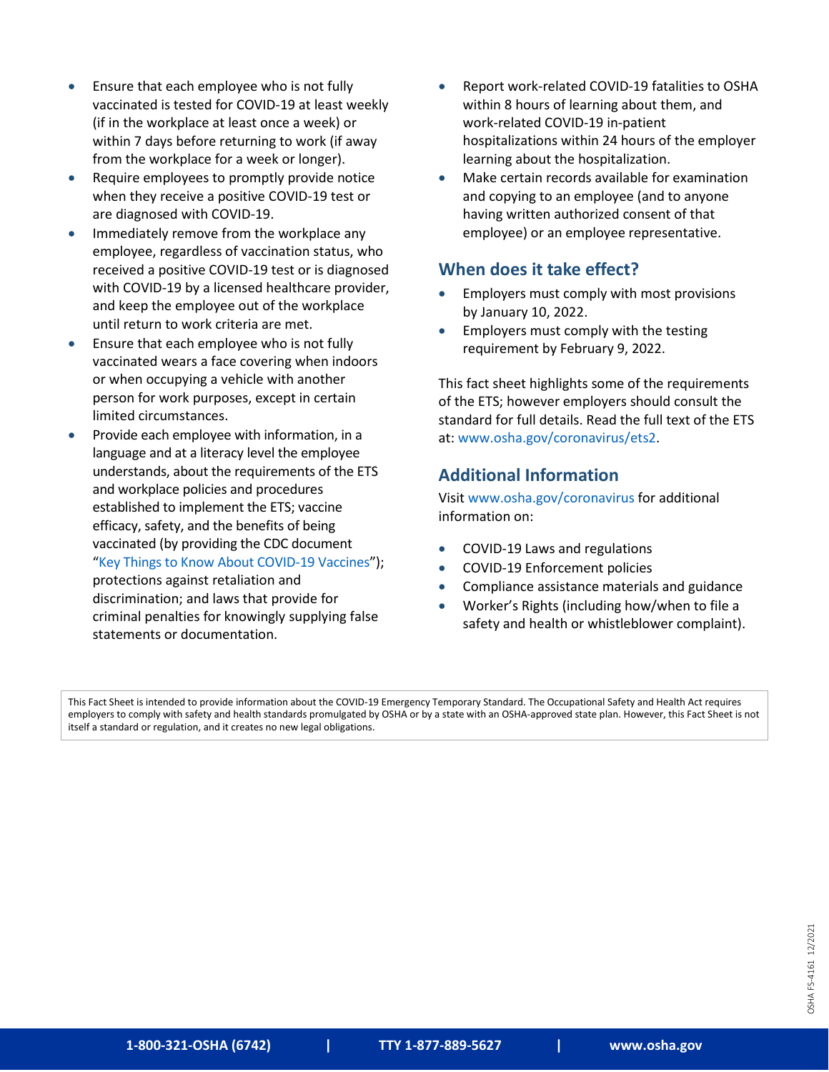- Ensure that each employee who is not fully vaccinated is tested for COVID-19 at least weekly (if in the workplace at least once a week) or within 7 days before returning to work (if away from the workplace for a week or longer).
- Require employees to promptly provide notice when they receive a positive COVID-19 test or are diagnosed with COVID-19.
- Immediately remove from the workplace any employee, regardless of vaccination status, who received a positive COVID-19 test or is diagnosed with COVID-19 by a licensed healthcare provider, and keep the employee out of the workplace until return to work criteria are met.
- Ensure that each employee who is not fully vaccinated wears a face covering when indoors or when occupying a vehicle with another person for work purposes, except in certain limited circumstances.
- Provide each employee with information, in a language and at a literacy level the employee understands, about the requirements of the ETS and workplace policies and procedures established to implement the ETS; vaccine efficacy, safety, and the benefits of being vaccinated (by providing the CDC document "Key Things to Know About COVID-19 Vaccines"); protections against retaliation and discrimination; and laws that provide for criminal penalties for knowingly supplying false statements or documentation.
- Report work-related COVID-19 fatalities to OSHA within 8 hours of learning about them, and work-related COVID-19 in-patient hospitalizations within 24 hours of the employer learning about the hospitalization.
- Make certain records available for examination and copying to an employee (and to anyone having written authorized consent of that employee) or an employee representative.

## When does it take effect?

- Employers must comply with most provisions by January 10, 2022.
- Employers must comply with the testing requirement by February 9, 2022.

This fact sheet highlights some of the requirements of the ETS; however employers should consult the standard for full details. Read the full text of the ETS at: www.osha.gov/coronavirus/ets2.

## Additional Information

Visit www.osha.gov/coronavirus for additional information on:

- COVID-19 Laws and regulations
- COVID-19 Enforcement policies
- Compliance assistance materials and guidance
- Worker's Rights (including how/when to file a safety and health or whistleblower complaint).

This Fact Sheet is intended to provide information about the COVID-19 Emergency Temporary Standard. The Occupational Safety and Health Act requires employers to comply with safety and health standards promulgated by OSHA or by a state with an OSHA-approved state plan. However, this Fact Sheet is not itself a standard or regulation, and it creates no new legal obligations.

OSHA FS-4161 12/2021

1-800-321-OSHA (6742) | TTY 1-877-889-5627 | www.osha.gov